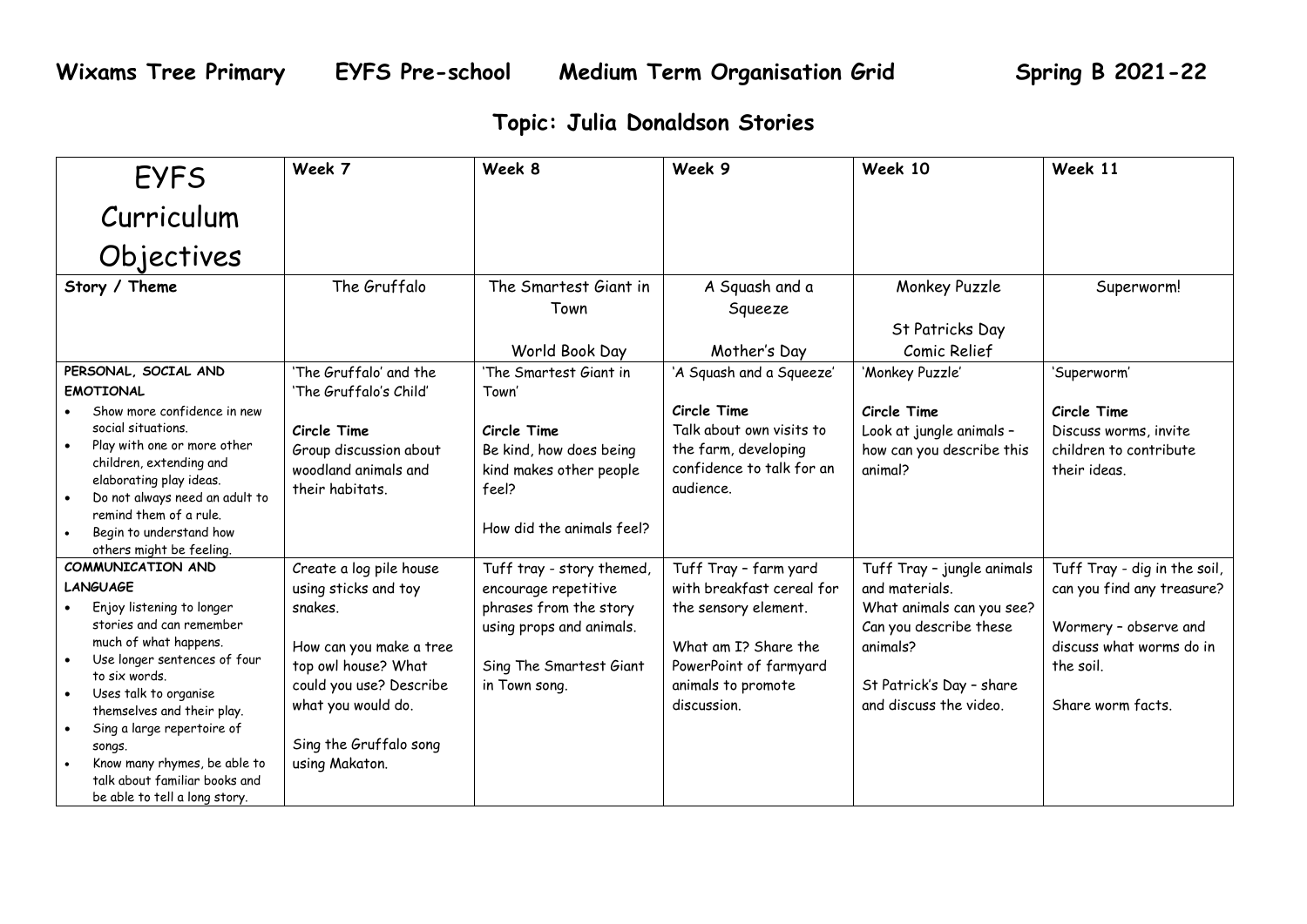# Wixams Tree Primary EYFS Pre-school Medium Term Organisation Grid Spring B 2021-22

## Topic: Julia Donaldson Stories

| EYFS Curriculum Objectives | Week 7 | Week 8 | Week 9 | Week 10 | Week 11 |
|---|---|---|---|---|---|
| **Story / Theme** | The Gruffalo | The Smartest Giant in Town<br><br>World Book Day | A Squash and a Squeeze<br><br>Mother's Day | Monkey Puzzle<br><br>St Patricks Day<br>Comic Relief | Superworm! |
| **PERSONAL, SOCIAL AND EMOTIONAL**<br>• Show more confidence in new social situations.<br>• Play with one or more other children, extending and elaborating play ideas.<br>• Do not always need an adult to remind them of a rule.<br>• Begin to understand how others might be feeling. | 'The Gruffalo' and the 'The Gruffalo's Child'<br><br>**Circle Time**<br>Group discussion about woodland animals and their habitats. | 'The Smartest Giant in Town'<br><br>**Circle Time**<br>Be kind, how does being kind makes other people feel?<br><br>How did the animals feel? | 'A Squash and a Squeeze'<br><br>**Circle Time**<br>Talk about own visits to the farm, developing confidence to talk for an audience. | 'Monkey Puzzle'<br><br>**Circle Time**<br>Look at jungle animals – how can you describe this animal? | 'Superworm'<br><br>**Circle Time**<br>Discuss worms, invite children to contribute their ideas. |
| **COMMUNICATION AND LANGUAGE**<br>• Enjoy listening to longer stories and can remember much of what happens.<br>• Use longer sentences of four to six words.<br>• Uses talk to organise themselves and their play.<br>• Sing a large repertoire of songs.<br>• Know many rhymes, be able to talk about familiar books and be able to tell a long story. | Create a log pile house using sticks and toy snakes.<br><br>How can you make a tree top owl house? What could you use? Describe what you would do.<br><br>Sing the Gruffalo song using Makaton. | Tuff tray - story themed, encourage repetitive phrases from the story using props and animals.<br><br>Sing The Smartest Giant in Town song. | Tuff Tray – farm yard with breakfast cereal for the sensory element.<br><br>What am I? Share the PowerPoint of farmyard animals to promote discussion. | Tuff Tray – jungle animals and materials.<br>What animals can you see? Can you describe these animals?<br><br>St Patrick's Day – share and discuss the video. | Tuff Tray - dig in the soil, can you find any treasure?<br><br>Wormery – observe and discuss what worms do in the soil.<br><br>Share worm facts. |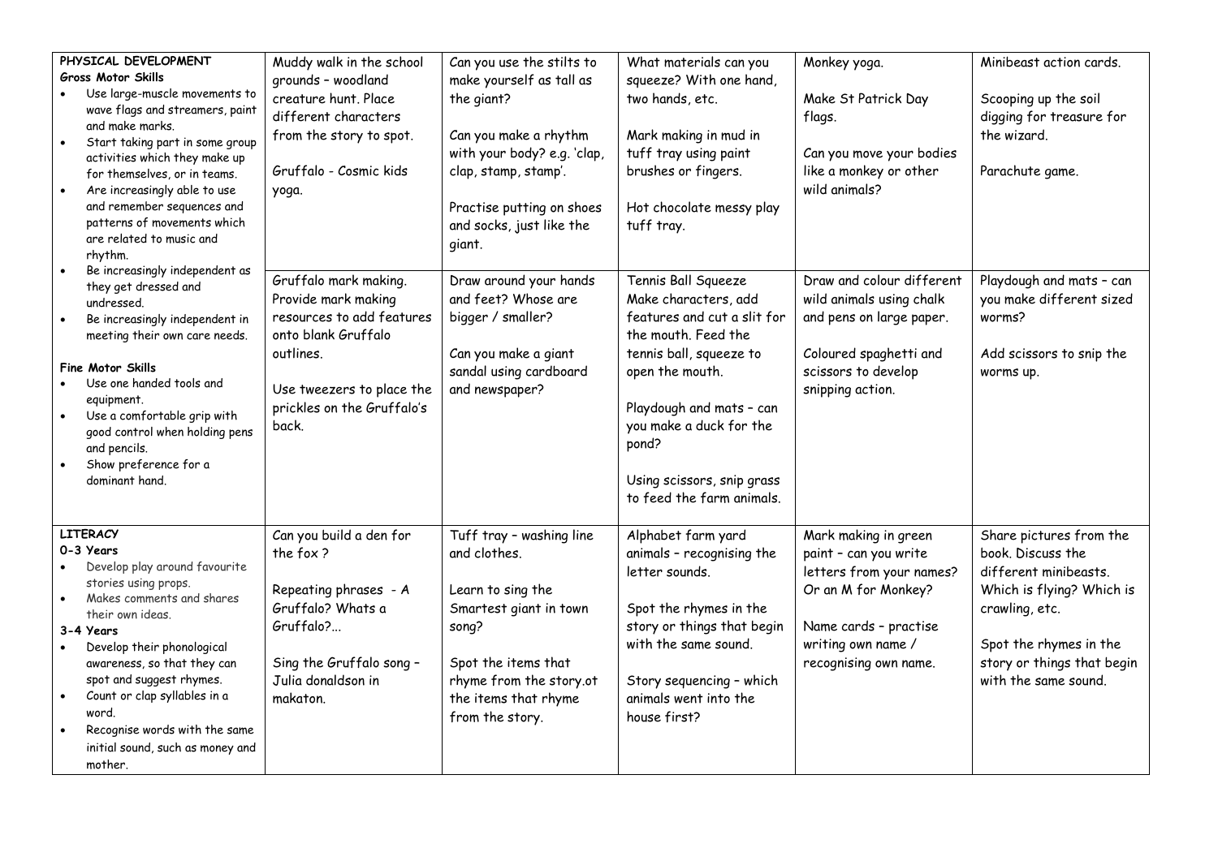| | | | | | |
|---|---|---|---|---|---|
| **PHYSICAL DEVELOPMENT**<br>**Gross Motor Skills**<br>• Use large-muscle movements to wave flags and streamers, paint and make marks.<br>• Start taking part in some group activities which they make up for themselves, or in teams.<br>• Are increasingly able to use and remember sequences and patterns of movements which are related to music and rhythm.<br>• Be increasingly independent as they get dressed and undressed.<br>• Be increasingly independent in meeting their own care needs. | Muddy walk in the school grounds – woodland creature hunt. Place different characters from the story to spot.<br><br>Gruffalo - Cosmic kids yoga. | Can you use the stilts to make yourself as tall as the giant?<br><br>Can you make a rhythm with your body? e.g. 'clap, clap, stamp, stamp'.<br><br>Practise putting on shoes and socks, just like the giant. | What materials can you squeeze? With one hand, two hands, etc.<br><br>Mark making in mud in tuff tray using paint brushes or fingers.<br><br>Hot chocolate messy play tuff tray. | Monkey yoga.<br><br>Make St Patrick Day flags.<br><br>Can you move your bodies like a monkey or other wild animals? | Minibeast action cards.<br><br>Scooping up the soil digging for treasure for the wizard.<br><br>Parachute game. |
| **Fine Motor Skills**<br>• Use one handed tools and equipment.<br>• Use a comfortable grip with good control when holding pens and pencils.<br>• Show preference for a dominant hand. | Gruffalo mark making. Provide mark making resources to add features onto blank Gruffalo outlines.<br><br>Use tweezers to place the prickles on the Gruffalo's back. | Draw around your hands and feet? Whose are bigger / smaller?<br><br>Can you make a giant sandal using cardboard and newspaper? | Tennis Ball Squeeze Make characters, add features and cut a slit for the mouth. Feed the tennis ball, squeeze to open the mouth.<br><br>Playdough and mats – can you make a duck for the pond?<br><br>Using scissors, snip grass to feed the farm animals. | Draw and colour different wild animals using chalk and pens on large paper.<br><br>Coloured spaghetti and scissors to develop snipping action. | Playdough and mats – can you make different sized worms?<br><br>Add scissors to snip the worms up. |
| **LITERACY**<br>**0-3 Years**<br>• Develop play around favourite stories using props.<br>• Makes comments and shares their own ideas.<br>**3-4 Years**<br>• Develop their phonological awareness, so that they can spot and suggest rhymes.<br>• Count or clap syllables in a word.<br>• Recognise words with the same initial sound, such as money and mother. | Can you build a den for the fox ?<br><br>Repeating phrases - A Gruffalo? Whats a Gruffalo?...<br><br>Sing the Gruffalo song – Julia donaldson in makaton. | Tuff tray – washing line and clothes.<br><br>Learn to sing the Smartest giant in town song?<br><br>Spot the items that rhyme from the story.ot the items that rhyme from the story. | Alphabet farm yard animals – recognising the letter sounds.<br><br>Spot the rhymes in the story or things that begin with the same sound.<br><br>Story sequencing – which animals went into the house first? | Mark making in green paint – can you write letters from your names? Or an M for Monkey?<br><br>Name cards – practise writing own name / recognising own name. | Share pictures from the book. Discuss the different minibeasts. Which is flying? Which is crawling, etc.<br><br>Spot the rhymes in the story or things that begin with the same sound. |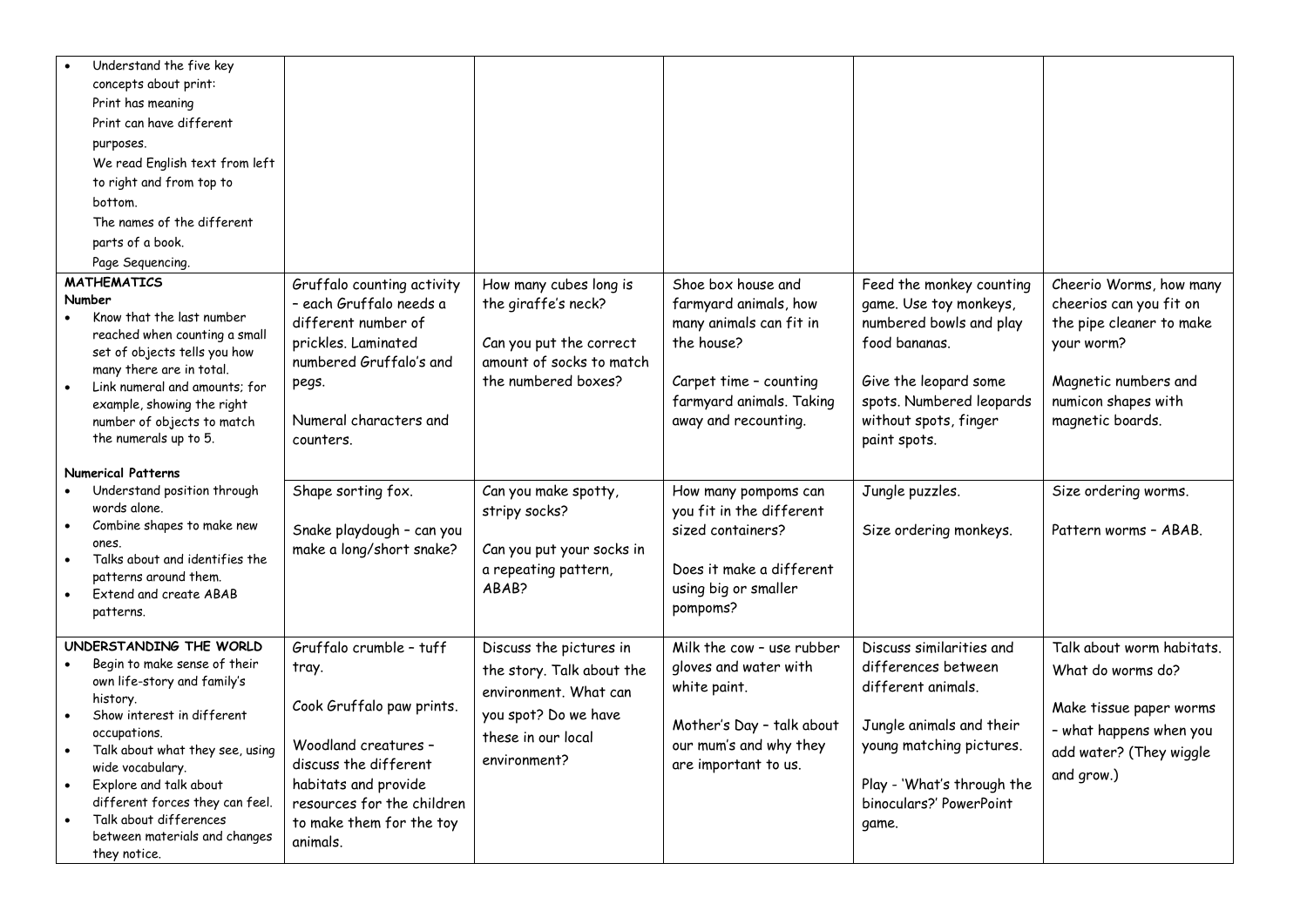| | | | | | |
|---|---|---|---|---|---|
| • Understand the five key concepts about print:<br>Print has meaning<br>Print can have different purposes.<br>We read English text from left to right and from top to bottom.<br>The names of the different parts of a book.<br>Page Sequencing. | | | | | |
| **MATHEMATICS**<br>**Number**<br>• Know that the last number reached when counting a small set of objects tells you how many there are in total.<br>• Link numeral and amounts; for example, showing the right number of objects to match the numerals up to 5. | Gruffalo counting activity – each Gruffalo needs a different number of prickles. Laminated numbered Gruffalo's and pegs.<br><br>Numeral characters and counters. | How many cubes long is the giraffe's neck?<br><br>Can you put the correct amount of socks to match the numbered boxes? | Shoe box house and farmyard animals, how many animals can fit in the house?<br><br>Carpet time – counting farmyard animals. Taking away and recounting. | Feed the monkey counting game. Use toy monkeys, numbered bowls and play food bananas.<br><br>Give the leopard some spots. Numbered leopards without spots, finger paint spots. | Cheerio Worms, how many cheerios can you fit on the pipe cleaner to make your worm?<br><br>Magnetic numbers and numicon shapes with magnetic boards. |
| **Numerical Patterns**<br>• Understand position through words alone.<br>• Combine shapes to make new ones.<br>• Talks about and identifies the patterns around them.<br>• Extend and create ABAB patterns. | Shape sorting fox.<br><br>Snake playdough – can you make a long/short snake? | Can you make spotty, stripy socks?<br><br>Can you put your socks in a repeating pattern, ABAB? | How many pompoms can you fit in the different sized containers?<br><br>Does it make a different using big or smaller pompoms? | Jungle puzzles.<br><br>Size ordering monkeys. | Size ordering worms.<br><br>Pattern worms – ABAB. |
| **UNDERSTANDING THE WORLD**<br>• Begin to make sense of their own life-story and family's history.<br>• Show interest in different occupations.<br>• Talk about what they see, using wide vocabulary.<br>• Explore and talk about different forces they can feel.<br>• Talk about differences between materials and changes they notice. | Gruffalo crumble – tuff tray.<br><br>Cook Gruffalo paw prints.<br><br>Woodland creatures – discuss the different habitats and provide resources for the children to make them for the toy animals. | Discuss the pictures in the story. Talk about the environment. What can you spot? Do we have these in our local environment? | Milk the cow – use rubber gloves and water with white paint.<br><br>Mother's Day – talk about our mum's and why they are important to us. | Discuss similarities and differences between different animals.<br><br>Jungle animals and their young matching pictures.<br><br>Play - 'What's through the binoculars?' PowerPoint game. | Talk about worm habitats. What do worms do?<br><br>Make tissue paper worms – what happens when you add water? (They wiggle and grow.) |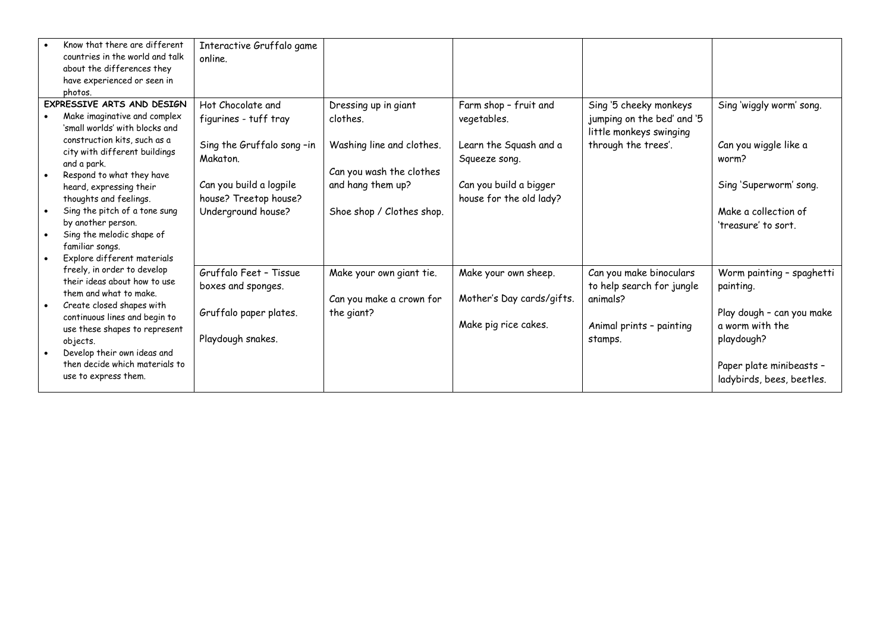| | | | | | |
|---|---|---|---|---|---|
| • Know that there are different countries in the world and talk about the differences they have experienced or seen in photos. | Interactive Gruffalo game online. | | | | |
| **EXPRESSIVE ARTS AND DESIGN**<br>• Make imaginative and complex 'small worlds' with blocks and construction kits, such as a city with different buildings and a park.<br>• Respond to what they have heard, expressing their thoughts and feelings.<br>• Sing the pitch of a tone sung by another person.<br>• Sing the melodic shape of familiar songs.<br>• Explore different materials freely, in order to develop their ideas about how to use them and what to make.<br>• Create closed shapes with continuous lines and begin to use these shapes to represent objects.<br>• Develop their own ideas and then decide which materials to use to express them. | Hot Chocolate and figurines - tuff tray<br><br>Sing the Gruffalo song –in Makaton.<br><br>Can you build a logpile house? Treetop house? Underground house? | Dressing up in giant clothes.<br><br>Washing line and clothes.<br><br>Can you wash the clothes and hang them up?<br><br>Shoe shop / Clothes shop. | Farm shop – fruit and vegetables.<br><br>Learn the Squash and a Squeeze song.<br><br>Can you build a bigger house for the old lady? | Sing '5 cheeky monkeys jumping on the bed' and '5 little monkeys swinging through the trees'. | Sing 'wiggly worm' song.<br><br>Can you wiggle like a worm?<br><br>Sing 'Superworm' song.<br><br>Make a collection of 'treasure' to sort. |
| | Gruffalo Feet – Tissue boxes and sponges.<br><br>Gruffalo paper plates.<br><br>Playdough snakes. | Make your own giant tie.<br><br>Can you make a crown for the giant? | Make your own sheep.<br><br>Mother's Day cards/gifts.<br><br>Make pig rice cakes. | Can you make binoculars to help search for jungle animals?<br><br>Animal prints – painting stamps. | Worm painting – spaghetti painting.<br><br>Play dough – can you make a worm with the playdough?<br><br>Paper plate minibeasts – ladybirds, bees, beetles. |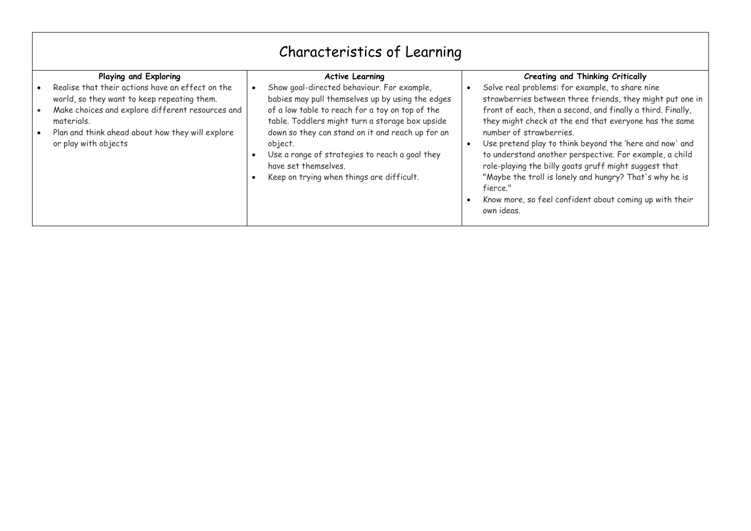# Characteristics of Learning

| Playing and Exploring | Active Learning | Creating and Thinking Critically |
| --- | --- | --- |
| • Realise that their actions have an effect on the world, so they want to keep repeating them.<br>• Make choices and explore different resources and materials.<br>• Plan and think ahead about how they will explore or play with objects | • Show goal-directed behaviour. For example, babies may pull themselves up by using the edges of a low table to reach for a toy on top of the table. Toddlers might turn a storage box upside down so they can stand on it and reach up for an object.<br>• Use a range of strategies to reach a goal they have set themselves.<br>• Keep on trying when things are difficult. | • Solve real problems: for example, to share nine strawberries between three friends, they might put one in front of each, then a second, and finally a third. Finally, they might check at the end that everyone has the same number of strawberries.<br>• Use pretend play to think beyond the 'here and now' and to understand another perspective. For example, a child role-playing the billy goats gruff might suggest that "Maybe the troll is lonely and hungry? That's why he is fierce."<br>• Know more, so feel confident about coming up with their own ideas. |